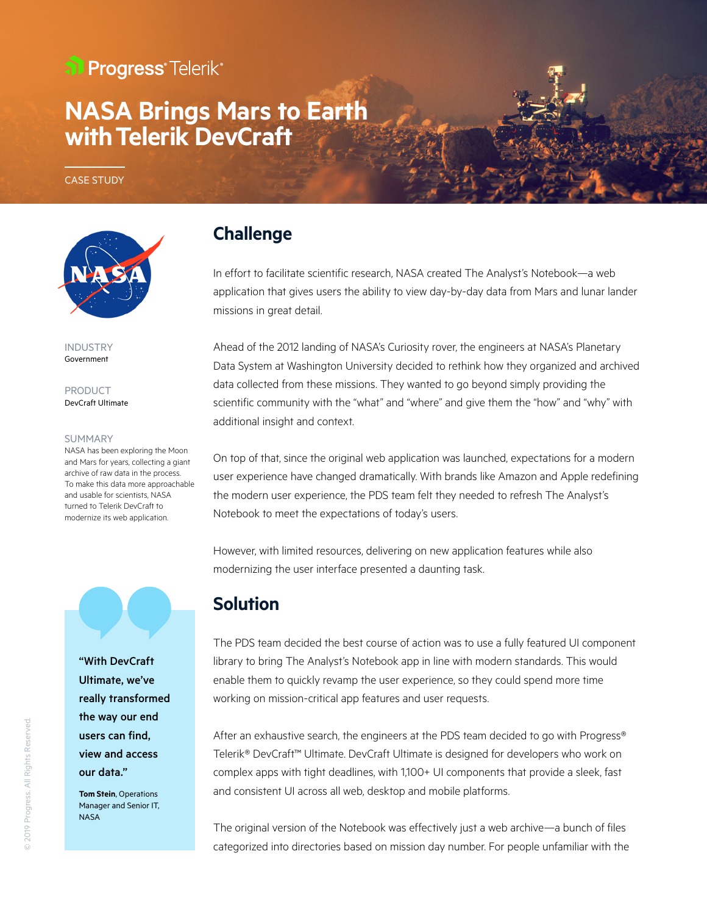Progress Telerik

# NASA Brings Mars to Earth with Telerik DevCraft

CASE STUDY

INDUSTRY
Government

PRODUCT
DevCraft Ultimate

SUMMARY
NASA has been exploring the Moon and Mars for years, collecting a giant archive of raw data in the process. To make this data more approachable and usable for scientists, NASA turned to Telerik DevCraft to modernize its web application.

## Challenge

In effort to facilitate scientific research, NASA created The Analyst's Notebook—a web application that gives users the ability to view day-by-day data from Mars and lunar lander missions in great detail.

Ahead of the 2012 landing of NASA's Curiosity rover, the engineers at NASA's Planetary Data System at Washington University decided to rethink how they organized and archived data collected from these missions. They wanted to go beyond simply providing the scientific community with the "what" and "where" and give them the "how" and "why" with additional insight and context.

On top of that, since the original web application was launched, expectations for a modern user experience have changed dramatically. With brands like Amazon and Apple redefining the modern user experience, the PDS team felt they needed to refresh The Analyst's Notebook to meet the expectations of today's users.

However, with limited resources, delivering on new application features while also modernizing the user interface presented a daunting task.

> **"With DevCraft Ultimate, we've really transformed the way our end users can find, view and access our data."**
>
> **Tom Stein**, Operations Manager and Senior IT, NASA

## Solution

The PDS team decided the best course of action was to use a fully featured UI component library to bring The Analyst's Notebook app in line with modern standards. This would enable them to quickly revamp the user experience, so they could spend more time working on mission-critical app features and user requests.

After an exhaustive search, the engineers at the PDS team decided to go with Progress® Telerik® DevCraft™ Ultimate. DevCraft Ultimate is designed for developers who work on complex apps with tight deadlines, with 1,100+ UI components that provide a sleek, fast and consistent UI across all web, desktop and mobile platforms.

The original version of the Notebook was effectively just a web archive—a bunch of files categorized into directories based on mission day number. For people unfamiliar with the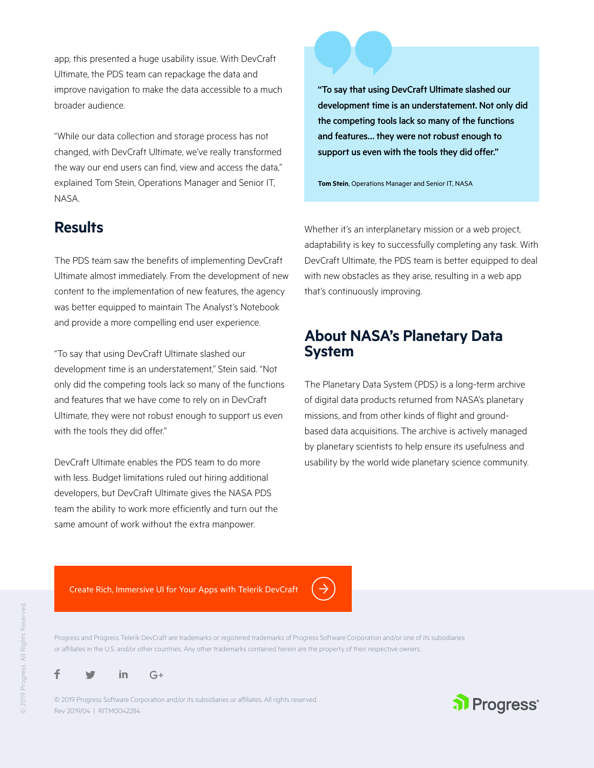app, this presented a huge usability issue. With DevCraft Ultimate, the PDS team can repackage the data and improve navigation to make the data accessible to a much broader audience.

"While our data collection and storage process has not changed, with DevCraft Ultimate, we've really transformed the way our end users can find, view and access the data," explained Tom Stein, Operations Manager and Senior IT, NASA.

## Results

The PDS team saw the benefits of implementing DevCraft Ultimate almost immediately. From the development of new content to the implementation of new features, the agency was better equipped to maintain The Analyst's Notebook and provide a more compelling end user experience.

"To say that using DevCraft Ultimate slashed our development time is an understatement," Stein said. "Not only did the competing tools lack so many of the functions and features that we have come to rely on in DevCraft Ultimate, they were not robust enough to support us even with the tools they did offer."

DevCraft Ultimate enables the PDS team to do more with less. Budget limitations ruled out hiring additional developers, but DevCraft Ultimate gives the NASA PDS team the ability to work more efficiently and turn out the same amount of work without the extra manpower.

> **"To say that using DevCraft Ultimate slashed our development time is an understatement. Not only did the competing tools lack so many of the functions and features... they were not robust enough to support us even with the tools they did offer."**
>
> **Tom Stein**, Operations Manager and Senior IT, NASA

Whether it's an interplanetary mission or a web project, adaptability is key to successfully completing any task. With DevCraft Ultimate, the PDS team is better equipped to deal with new obstacles as they arise, resulting in a web app that's continuously improving.

## About NASA's Planetary Data System

The Planetary Data System (PDS) is a long-term archive of digital data products returned from NASA's planetary missions, and from other kinds of flight and ground-based data acquisitions. The archive is actively managed by planetary scientists to help ensure its usefulness and usability by the world wide planetary science community.

Create Rich, Immersive UI for Your Apps with Telerik DevCraft

Progress and Progress Telerik DevCraft are trademarks or registered trademarks of Progress Software Corporation and/or one of its subsidiaries or affiliates in the U.S. and/or other countries. Any other trademarks contained herein are the property of their respective owners.

© 2019 Progress Software Corporation and/or its subsidiaries or affiliates. All rights reserved.
Rev 2019/04 | RITM0042284